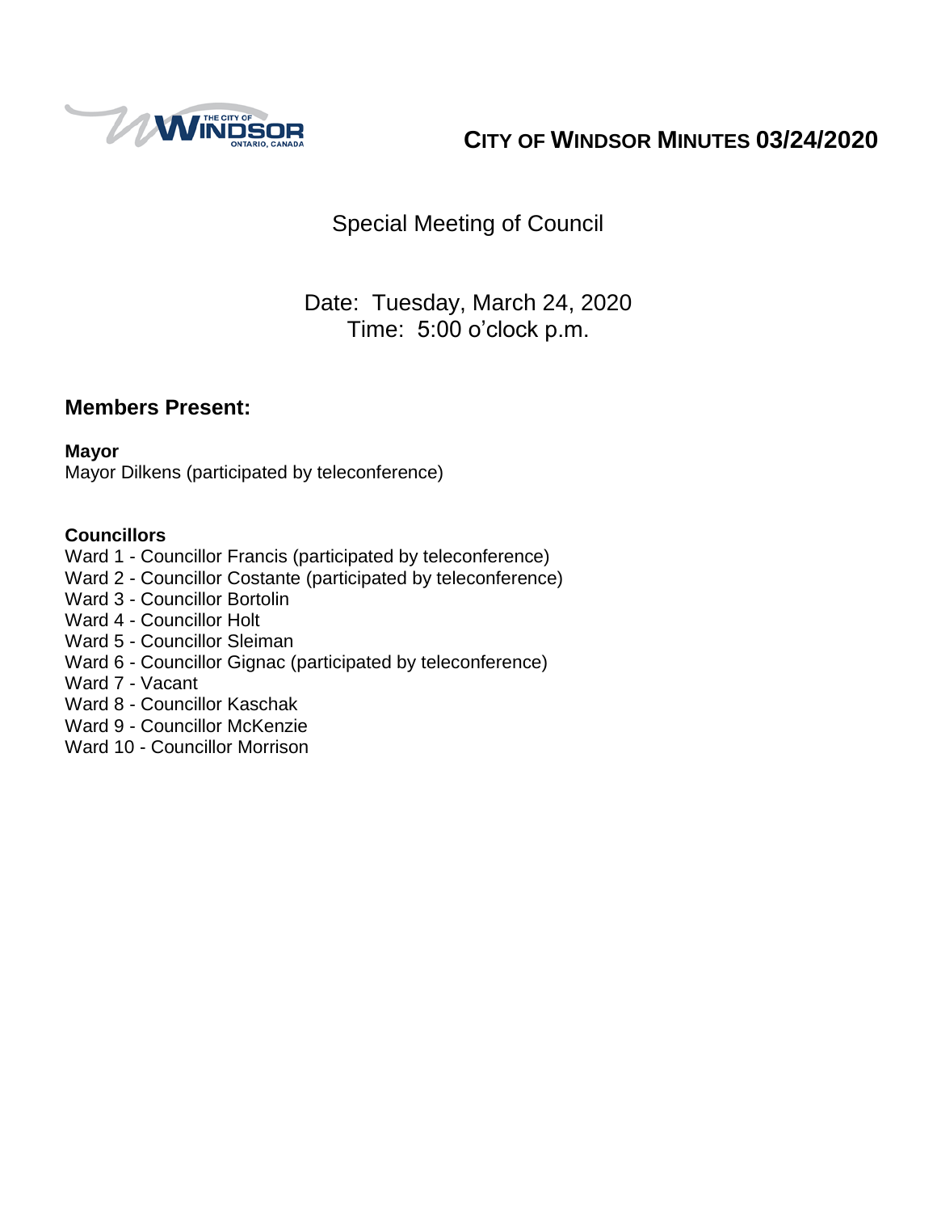# CITY OF WINDSOR MINUTES 03/24/2020

## Special Meeting of Council

Date: Tuesday, March 24, 2020
Time: 5:00 o'clock p.m.

## Members Present:

**Mayor**
Mayor Dilkens (participated by teleconference)

**Councillors**
Ward 1 - Councillor Francis (participated by teleconference)
Ward 2 - Councillor Costante (participated by teleconference)
Ward 3 - Councillor Bortolin
Ward 4 - Councillor Holt
Ward 5 - Councillor Sleiman
Ward 6 - Councillor Gignac (participated by teleconference)
Ward 7 - Vacant
Ward 8 - Councillor Kaschak
Ward 9 - Councillor McKenzie
Ward 10 - Councillor Morrison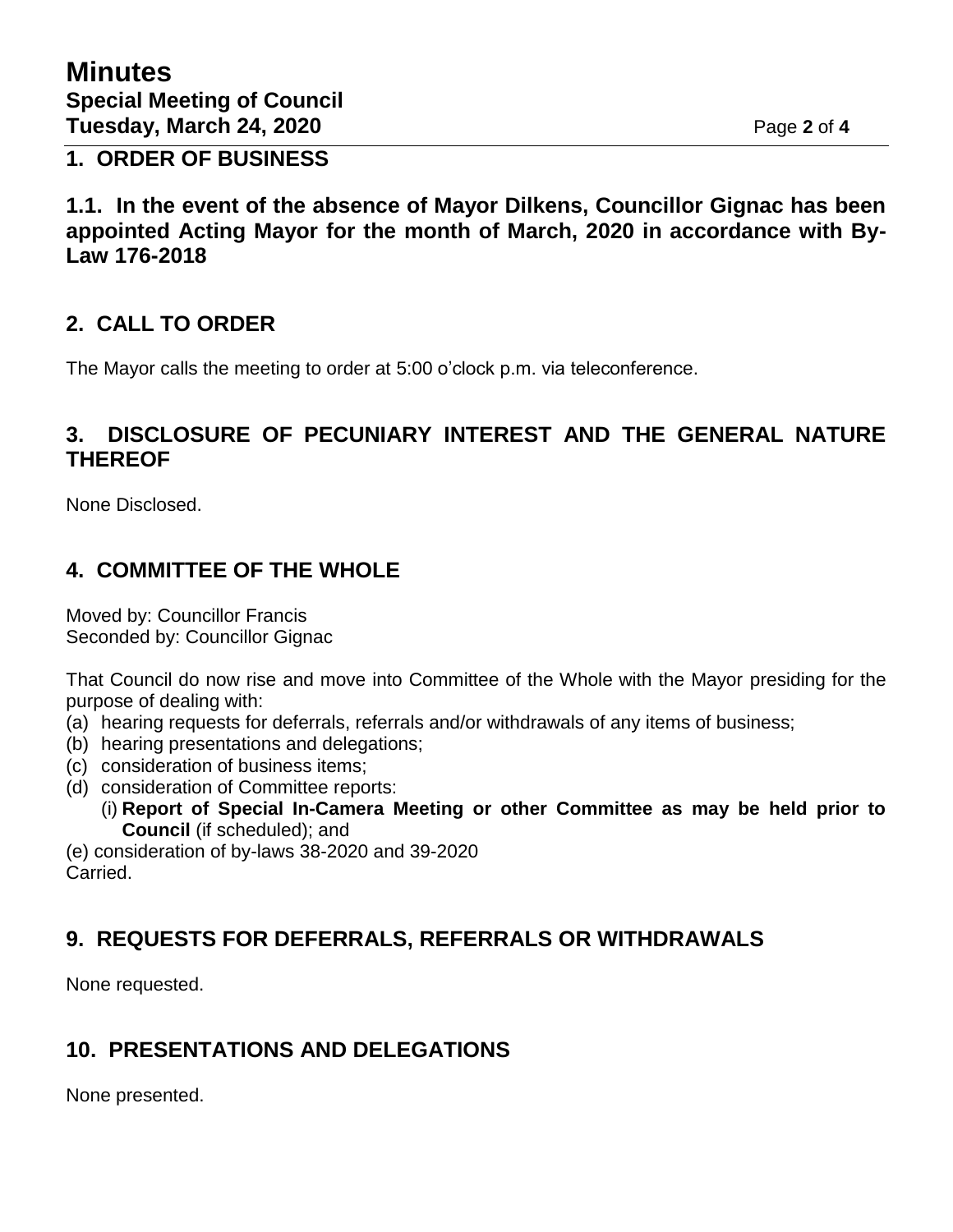## 1. ORDER OF BUSINESS

### 1.1. In the event of the absence of Mayor Dilkens, Councillor Gignac has been appointed Acting Mayor for the month of March, 2020 in accordance with By-Law 176-2018

## 2. CALL TO ORDER

The Mayor calls the meeting to order at 5:00 o'clock p.m. via teleconference.

## 3. DISCLOSURE OF PECUNIARY INTEREST AND THE GENERAL NATURE THEREOF

None Disclosed.

## 4. COMMITTEE OF THE WHOLE

Moved by: Councillor Francis
Seconded by: Councillor Gignac

That Council do now rise and move into Committee of the Whole with the Mayor presiding for the purpose of dealing with:

(a) hearing requests for deferrals, referrals and/or withdrawals of any items of business;
(b) hearing presentations and delegations;
(c) consideration of business items;
(d) consideration of Committee reports:
    (i) **Report of Special In-Camera Meeting or other Committee as may be held prior to Council** (if scheduled); and
(e) consideration of by-laws 38-2020 and 39-2020

Carried.

## 9. REQUESTS FOR DEFERRALS, REFERRALS OR WITHDRAWALS

None requested.

## 10. PRESENTATIONS AND DELEGATIONS

None presented.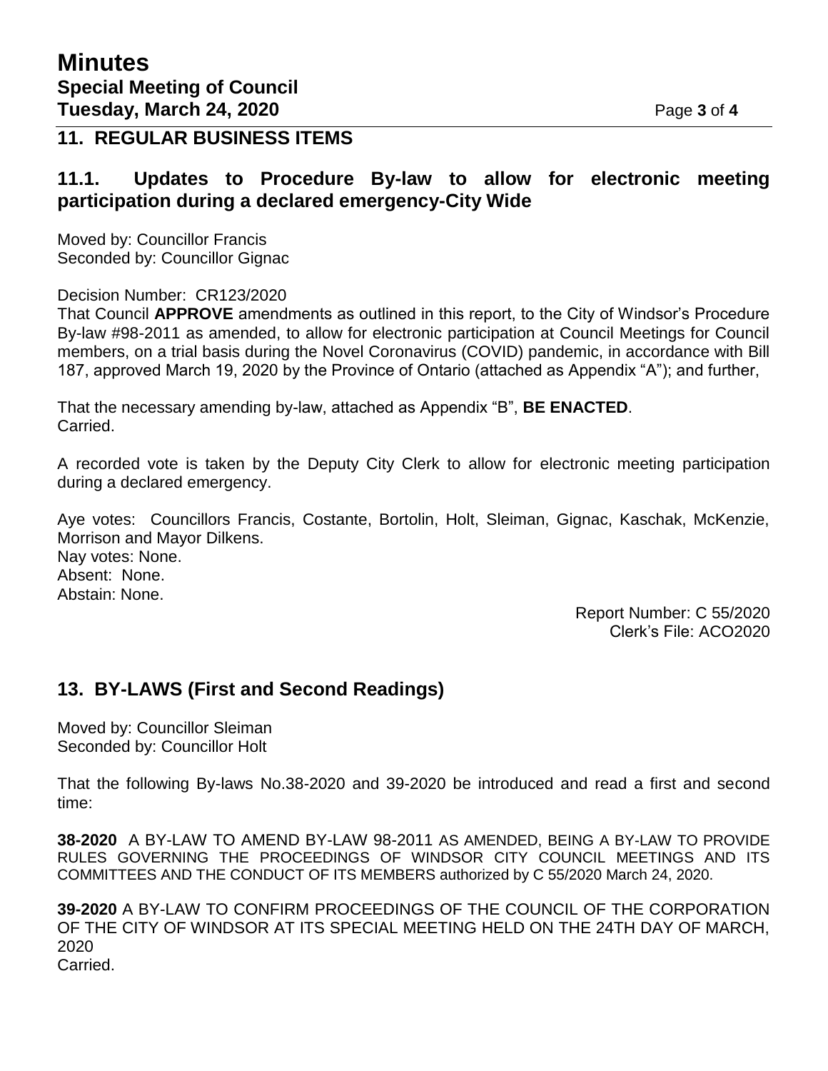## 11. REGULAR BUSINESS ITEMS

### 11.1. Updates to Procedure By-law to allow for electronic meeting participation during a declared emergency-City Wide

Moved by: Councillor Francis
Seconded by: Councillor Gignac

Decision Number: CR123/2020
That Council **APPROVE** amendments as outlined in this report, to the City of Windsor's Procedure By-law #98-2011 as amended, to allow for electronic participation at Council Meetings for Council members, on a trial basis during the Novel Coronavirus (COVID) pandemic, in accordance with Bill 187, approved March 19, 2020 by the Province of Ontario (attached as Appendix "A"); and further,

That the necessary amending by-law, attached as Appendix "B", **BE ENACTED**.
Carried.

A recorded vote is taken by the Deputy City Clerk to allow for electronic meeting participation during a declared emergency.

Aye votes: Councillors Francis, Costante, Bortolin, Holt, Sleiman, Gignac, Kaschak, McKenzie, Morrison and Mayor Dilkens.
Nay votes: None.
Absent: None.
Abstain: None.

Report Number: C 55/2020
Clerk's File: ACO2020

## 13. BY-LAWS (First and Second Readings)

Moved by: Councillor Sleiman
Seconded by: Councillor Holt

That the following By-laws No.38-2020 and 39-2020 be introduced and read a first and second time:

**38-2020** A BY-LAW TO AMEND BY-LAW 98-2011 AS AMENDED, BEING A BY-LAW TO PROVIDE RULES GOVERNING THE PROCEEDINGS OF WINDSOR CITY COUNCIL MEETINGS AND ITS COMMITTEES AND THE CONDUCT OF ITS MEMBERS authorized by C 55/2020 March 24, 2020.

**39-2020** A BY-LAW TO CONFIRM PROCEEDINGS OF THE COUNCIL OF THE CORPORATION OF THE CITY OF WINDSOR AT ITS SPECIAL MEETING HELD ON THE 24TH DAY OF MARCH, 2020
Carried.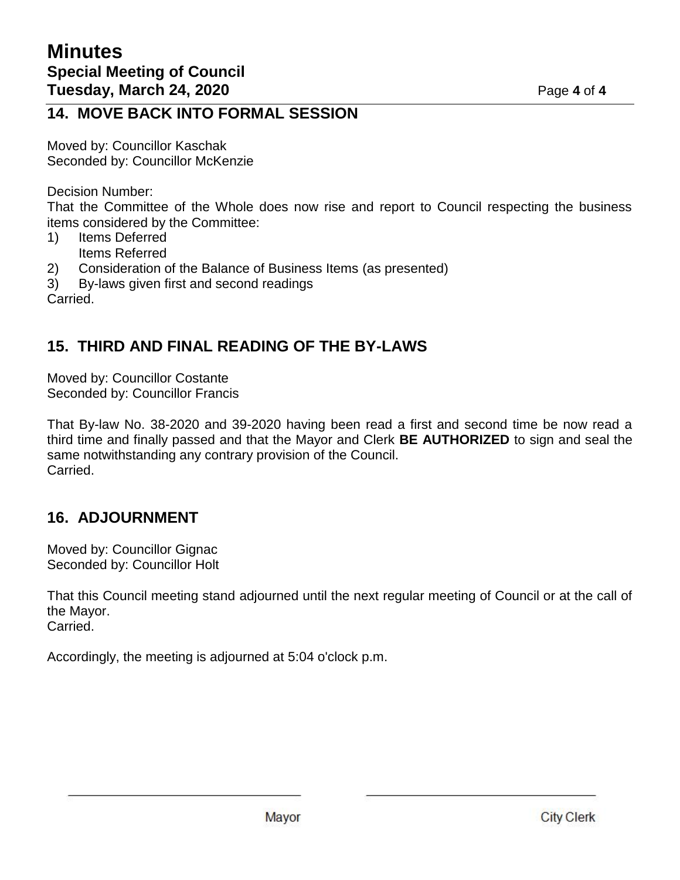## 14. MOVE BACK INTO FORMAL SESSION

Moved by: Councillor Kaschak
Seconded by: Councillor McKenzie

Decision Number:
That the Committee of the Whole does now rise and report to Council respecting the business items considered by the Committee:

1) Items Deferred
   Items Referred
2) Consideration of the Balance of Business Items (as presented)
3) By-laws given first and second readings

Carried.

## 15. THIRD AND FINAL READING OF THE BY-LAWS

Moved by: Councillor Costante
Seconded by: Councillor Francis

That By-law No. 38-2020 and 39-2020 having been read a first and second time be now read a third time and finally passed and that the Mayor and Clerk **BE AUTHORIZED** to sign and seal the same notwithstanding any contrary provision of the Council.
Carried.

## 16. ADJOURNMENT

Moved by: Councillor Gignac
Seconded by: Councillor Holt

That this Council meeting stand adjourned until the next regular meeting of Council or at the call of the Mayor.
Carried.

Accordingly, the meeting is adjourned at 5:04 o'clock p.m.

Mayor

City Clerk